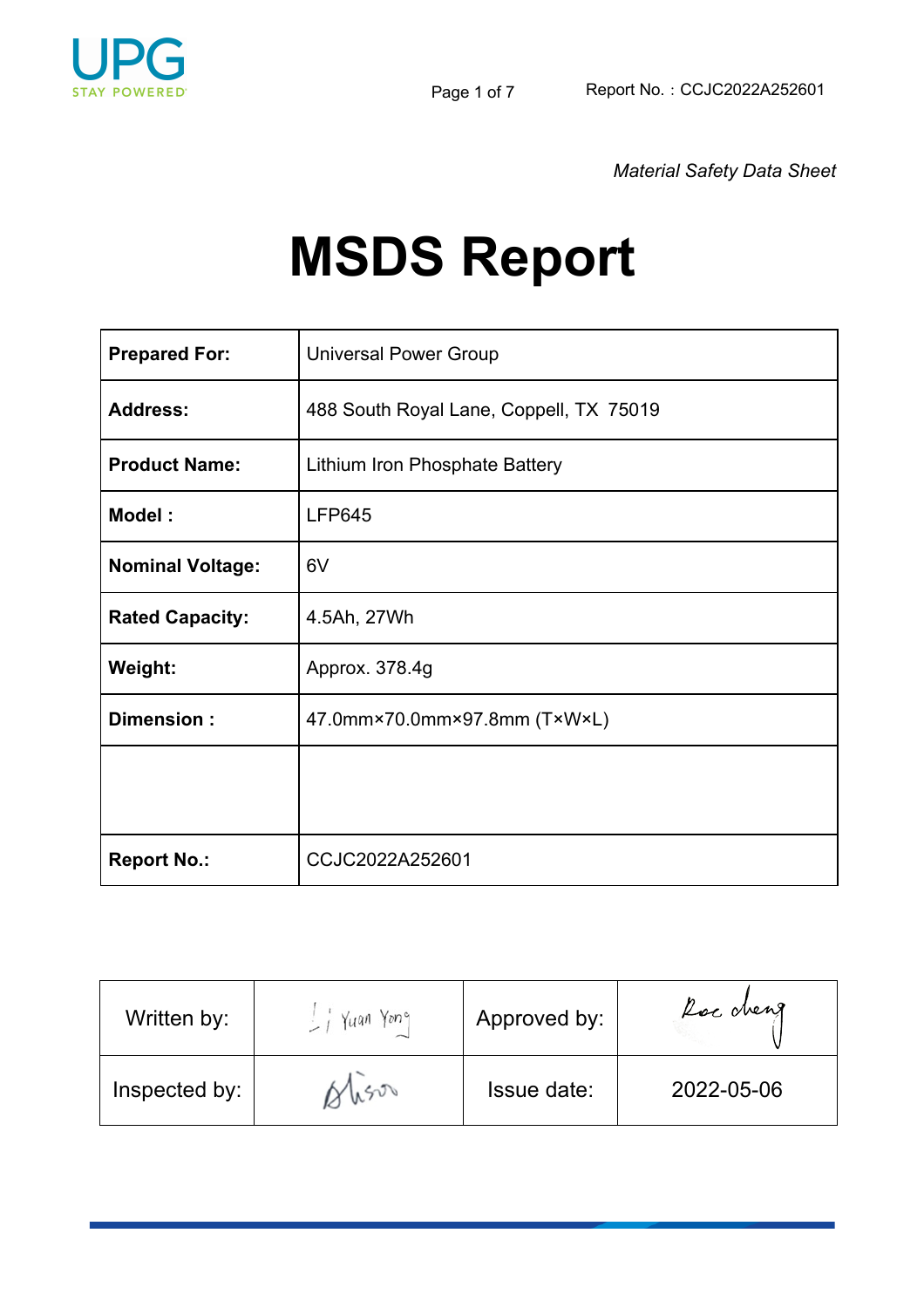*Material Safety Data Sheet*

# MSDS Report

| | |
|---|---|
| **Prepared For:** | Universal Power Group |
| **Address:** | 488 South Royal Lane, Coppell, TX 75019 |
| **Product Name:** | Lithium Iron Phosphate Battery |
| **Model :** | LFP645 |
| **Nominal Voltage:** | 6V |
| **Rated Capacity:** | 4.5Ah, 27Wh |
| **Weight:** | Approx. 378.4g |
| **Dimension :** | 47.0mm×70.0mm×97.8mm (T×W×L) |
| | |
| **Report No.:** | CCJC2022A252601 |

| | | | |
|---|---|---|---|
| Written by: | Li Yuan Yong | Approved by: | Roc cheng |
| Inspected by: | Alison | Issue date: | 2022-05-06 |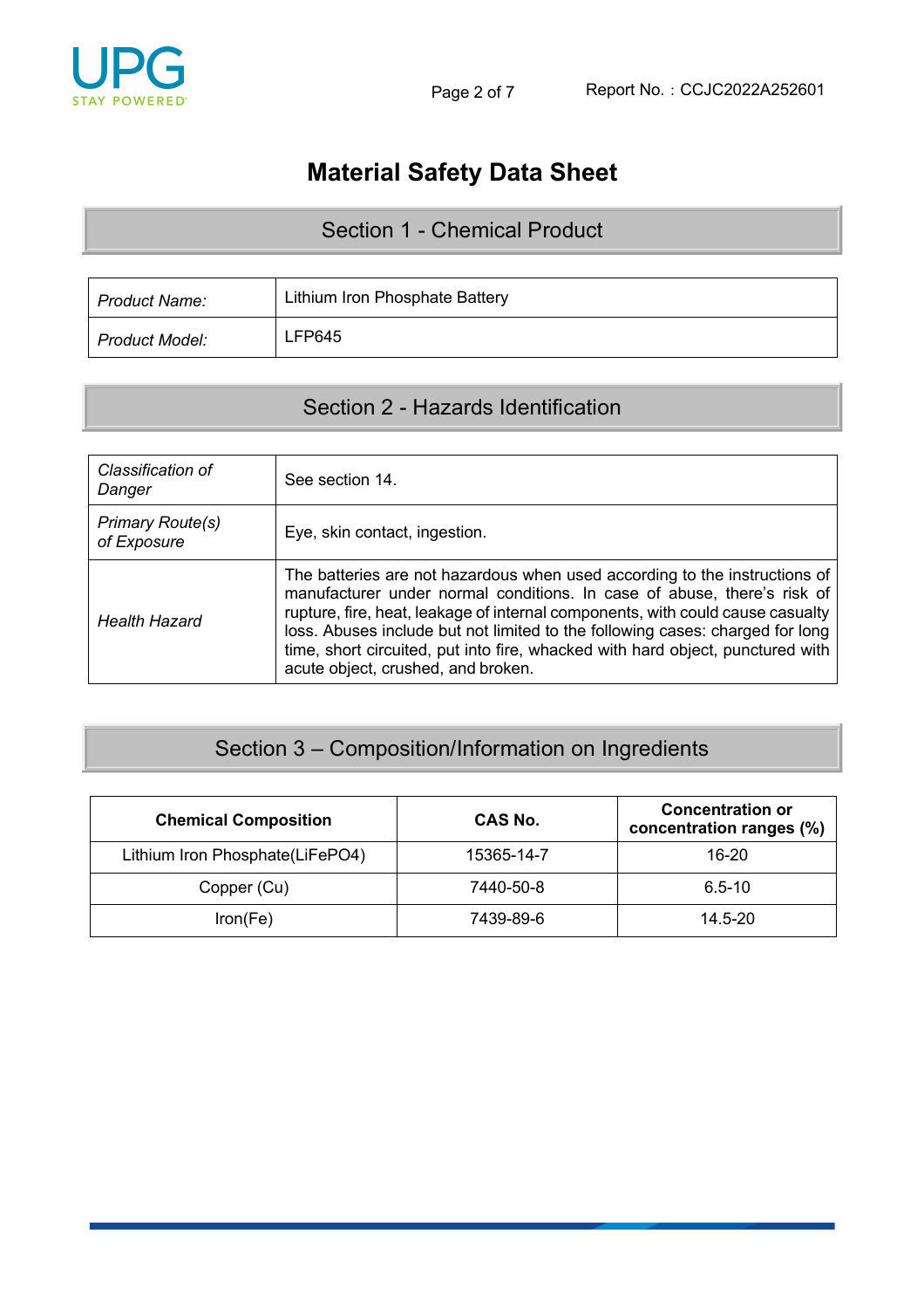# Material Safety Data Sheet

## Section 1 - Chemical Product

| *Product Name:* | Lithium Iron Phosphate Battery |
|---|---|
| *Product Model:* | LFP645 |

## Section 2 - Hazards Identification

| *Classification of Danger* | See section 14. |
|---|---|
| *Primary Route(s) of Exposure* | Eye, skin contact, ingestion. |
| *Health Hazard* | The batteries are not hazardous when used according to the instructions of manufacturer under normal conditions. In case of abuse, there's risk of rupture, fire, heat, leakage of internal components, with could cause casualty loss. Abuses include but not limited to the following cases: charged for long time, short circuited, put into fire, whacked with hard object, punctured with acute object, crushed, and broken. |

## Section 3 – Composition/Information on Ingredients

| **Chemical Composition** | **CAS No.** | **Concentration or concentration ranges (%)** |
|---|---|---|
| Lithium Iron Phosphate($LiFePO_4$) | 15365-14-7 | 16-20 |
| Copper (Cu) | 7440-50-8 | 6.5-10 |
| Iron(Fe) | 7439-89-6 | 14.5-20 |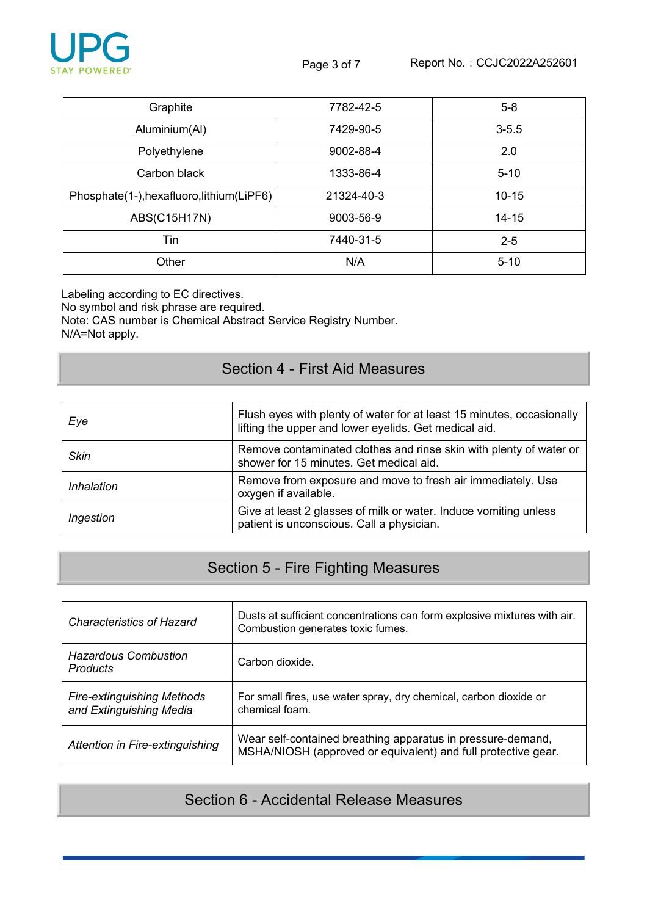| Graphite | 7782-42-5 | 5-8 |
|---|---|---|
| Aluminium(Al) | 7429-90-5 | 3-5.5 |
| Polyethylene | 9002-88-4 | 2.0 |
| Carbon black | 1333-86-4 | 5-10 |
| Phosphate(1-),hexafluoro,lithium(LiPF6) | 21324-40-3 | 10-15 |
| ABS(C15H17N) | 9003-56-9 | 14-15 |
| Tin | 7440-31-5 | 2-5 |
| Other | N/A | 5-10 |

Labeling according to EC directives.
No symbol and risk phrase are required.
Note: CAS number is Chemical Abstract Service Registry Number.
N/A=Not apply.

## Section 4 - First Aid Measures

| | |
|---|---|
| *Eye* | Flush eyes with plenty of water for at least 15 minutes, occasionally lifting the upper and lower eyelids. Get medical aid. |
| *Skin* | Remove contaminated clothes and rinse skin with plenty of water or shower for 15 minutes. Get medical aid. |
| *Inhalation* | Remove from exposure and move to fresh air immediately. Use oxygen if available. |
| *Ingestion* | Give at least 2 glasses of milk or water. Induce vomiting unless patient is unconscious. Call a physician. |

## Section 5 - Fire Fighting Measures

| | |
|---|---|
| *Characteristics of Hazard* | Dusts at sufficient concentrations can form explosive mixtures with air. Combustion generates toxic fumes. |
| *Hazardous Combustion Products* | Carbon dioxide. |
| *Fire-extinguishing Methods and Extinguishing Media* | For small fires, use water spray, dry chemical, carbon dioxide or chemical foam. |
| *Attention in Fire-extinguishing* | Wear self-contained breathing apparatus in pressure-demand, MSHA/NIOSH (approved or equivalent) and full protective gear. |

## Section 6 - Accidental Release Measures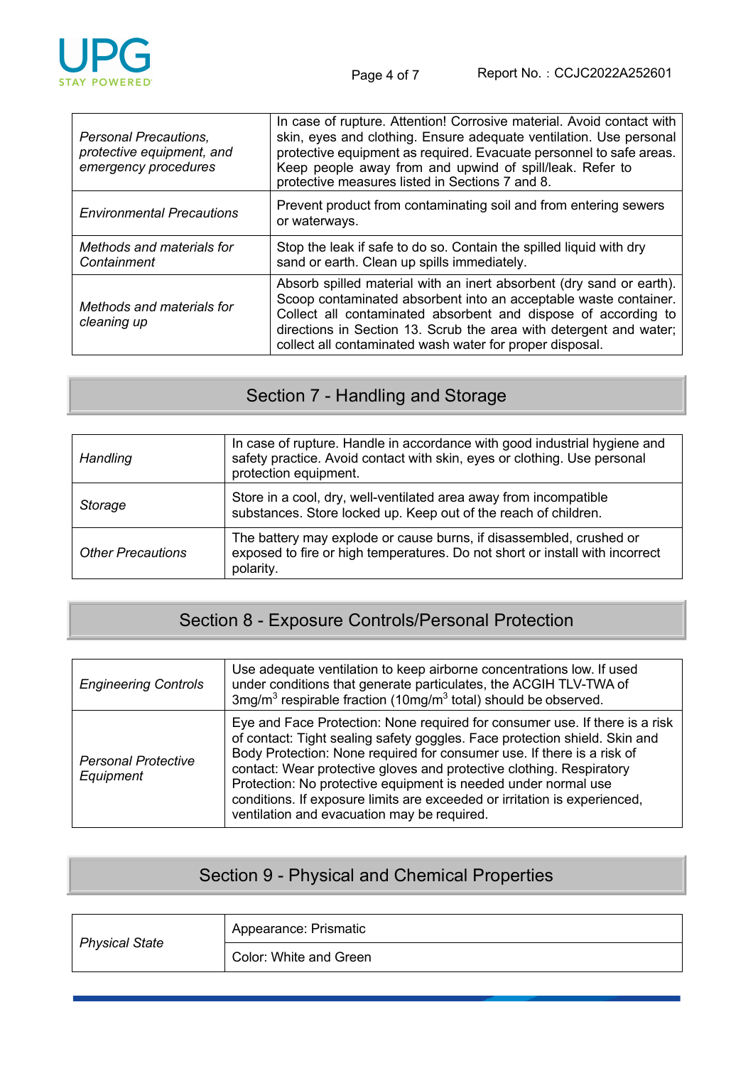| | |
|---|---|
| *Personal Precautions, protective equipment, and emergency procedures* | In case of rupture. Attention! Corrosive material. Avoid contact with skin, eyes and clothing. Ensure adequate ventilation. Use personal protective equipment as required. Evacuate personnel to safe areas. Keep people away from and upwind of spill/leak. Refer to protective measures listed in Sections 7 and 8. |
| *Environmental Precautions* | Prevent product from contaminating soil and from entering sewers or waterways. |
| *Methods and materials for Containment* | Stop the leak if safe to do so. Contain the spilled liquid with dry sand or earth. Clean up spills immediately. |
| *Methods and materials for cleaning up* | Absorb spilled material with an inert absorbent (dry sand or earth). Scoop contaminated absorbent into an acceptable waste container. Collect all contaminated absorbent and dispose of according to directions in Section 13. Scrub the area with detergent and water; collect all contaminated wash water for proper disposal. |

## Section 7 - Handling and Storage

| | |
|---|---|
| *Handling* | In case of rupture. Handle in accordance with good industrial hygiene and safety practice. Avoid contact with skin, eyes or clothing. Use personal protection equipment. |
| *Storage* | Store in a cool, dry, well-ventilated area away from incompatible substances. Store locked up. Keep out of the reach of children. |
| *Other Precautions* | The battery may explode or cause burns, if disassembled, crushed or exposed to fire or high temperatures. Do not short or install with incorrect polarity. |

## Section 8 - Exposure Controls/Personal Protection

| | |
|---|---|
| *Engineering Controls* | Use adequate ventilation to keep airborne concentrations low. If used under conditions that generate particulates, the ACGIH TLV-TWA of 3mg/m$^3$ respirable fraction (10mg/m$^3$ total) should be observed. |
| *Personal Protective Equipment* | Eye and Face Protection: None required for consumer use. If there is a risk of contact: Tight sealing safety goggles. Face protection shield. Skin and Body Protection: None required for consumer use. If there is a risk of contact: Wear protective gloves and protective clothing. Respiratory Protection: No protective equipment is needed under normal use conditions. If exposure limits are exceeded or irritation is experienced, ventilation and evacuation may be required. |

## Section 9 - Physical and Chemical Properties

| | |
|---|---|
| *Physical State* | Appearance: Prismatic |
| | Color: White and Green |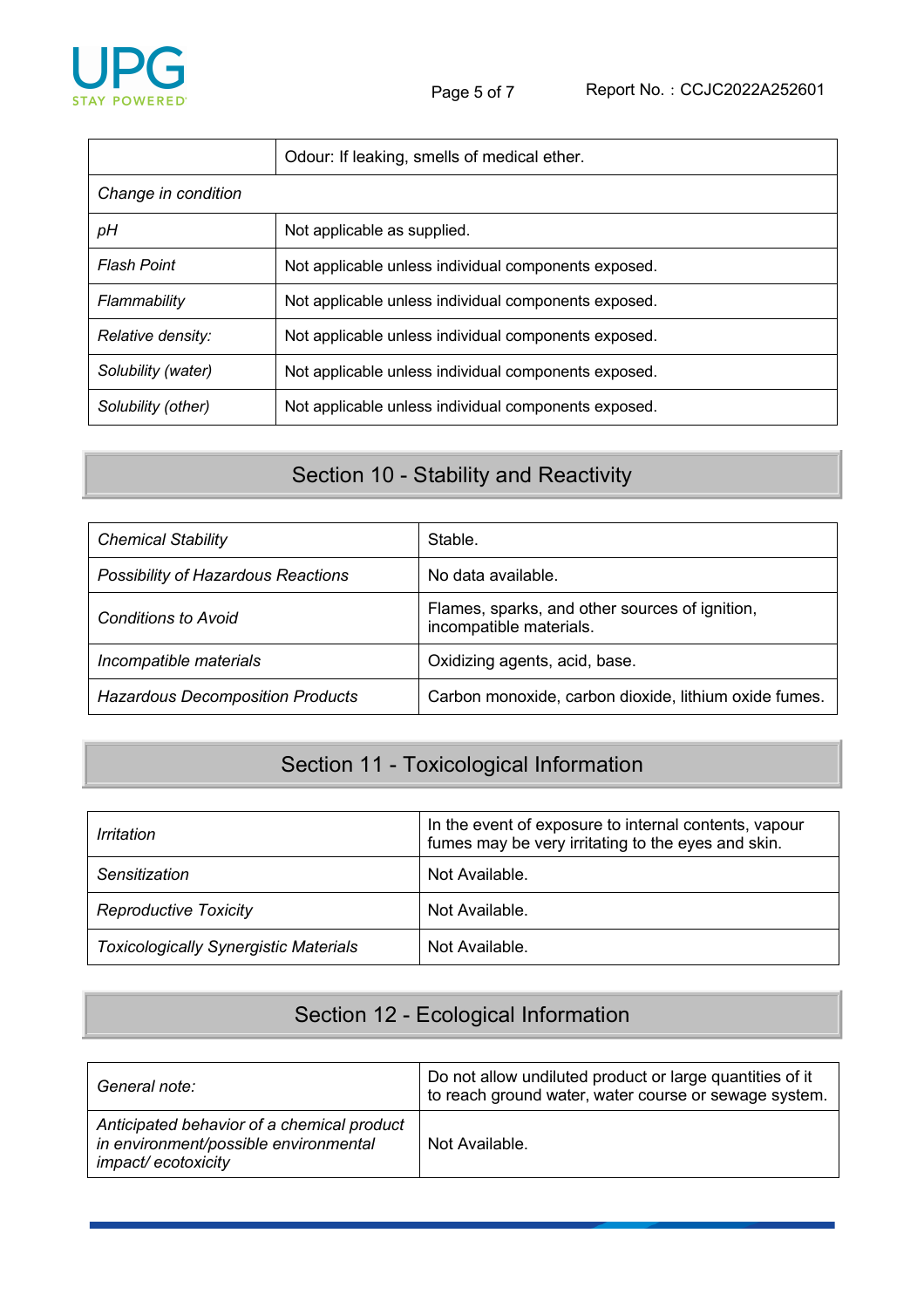| | Odour: If leaking, smells of medical ether. |
|---|---|
| *Change in condition* | |
| *pH* | Not applicable as supplied. |
| *Flash Point* | Not applicable unless individual components exposed. |
| *Flammability* | Not applicable unless individual components exposed. |
| *Relative density:* | Not applicable unless individual components exposed. |
| *Solubility (water)* | Not applicable unless individual components exposed. |
| *Solubility (other)* | Not applicable unless individual components exposed. |

## Section 10 - Stability and Reactivity

| | |
|---|---|
| *Chemical Stability* | Stable. |
| *Possibility of Hazardous Reactions* | No data available. |
| *Conditions to Avoid* | Flames, sparks, and other sources of ignition, incompatible materials. |
| *Incompatible materials* | Oxidizing agents, acid, base. |
| *Hazardous Decomposition Products* | Carbon monoxide, carbon dioxide, lithium oxide fumes. |

## Section 11 - Toxicological Information

| | |
|---|---|
| *Irritation* | In the event of exposure to internal contents, vapour fumes may be very irritating to the eyes and skin. |
| *Sensitization* | Not Available. |
| *Reproductive Toxicity* | Not Available. |
| *Toxicologically Synergistic Materials* | Not Available. |

## Section 12 - Ecological Information

| | |
|---|---|
| *General note:* | Do not allow undiluted product or large quantities of it to reach ground water, water course or sewage system. |
| *Anticipated behavior of a chemical product in environment/possible environmental impact/ ecotoxicity* | Not Available. |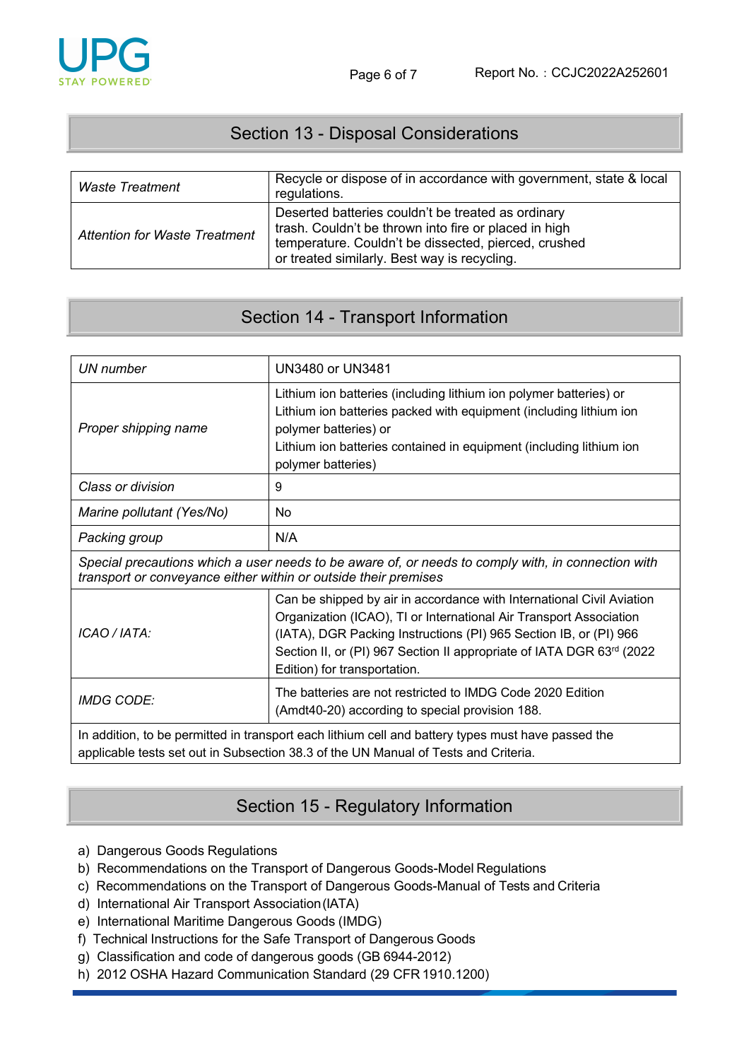## Section 13 - Disposal Considerations

| | |
|---|---|
| *Waste Treatment* | Recycle or dispose of in accordance with government, state & local regulations. |
| *Attention for Waste Treatment* | Deserted batteries couldn't be treated as ordinary trash. Couldn't be thrown into fire or placed in high temperature. Couldn't be dissected, pierced, crushed or treated similarly. Best way is recycling. |

## Section 14 - Transport Information

| | |
|---|---|
| *UN number* | UN3480 or UN3481 |
| *Proper shipping name* | Lithium ion batteries (including lithium ion polymer batteries) or Lithium ion batteries packed with equipment (including lithium ion polymer batteries) or Lithium ion batteries contained in equipment (including lithium ion polymer batteries) |
| *Class or division* | 9 |
| *Marine pollutant (Yes/No)* | No |
| *Packing group* | N/A |
| *Special precautions which a user needs to be aware of, or needs to comply with, in connection with transport or conveyance either within or outside their premises* | |
| *ICAO / IATA:* | Can be shipped by air in accordance with International Civil Aviation Organization (ICAO), TI or International Air Transport Association (IATA), DGR Packing Instructions (PI) 965 Section IB, or (PI) 966 Section II, or (PI) 967 Section II appropriate of IATA DGR 63rd (2022 Edition) for transportation. |
| *IMDG CODE:* | The batteries are not restricted to IMDG Code 2020 Edition (Amdt40-20) according to special provision 188. |
| In addition, to be permitted in transport each lithium cell and battery types must have passed the applicable tests set out in Subsection 38.3 of the UN Manual of Tests and Criteria. | |

## Section 15 - Regulatory Information

a) Dangerous Goods Regulations
b) Recommendations on the Transport of Dangerous Goods-Model Regulations
c) Recommendations on the Transport of Dangerous Goods-Manual of Tests and Criteria
d) International Air Transport Association (IATA)
e) International Maritime Dangerous Goods (IMDG)
f) Technical Instructions for the Safe Transport of Dangerous Goods
g) Classification and code of dangerous goods (GB 6944-2012)
h) 2012 OSHA Hazard Communication Standard (29 CFR 1910.1200)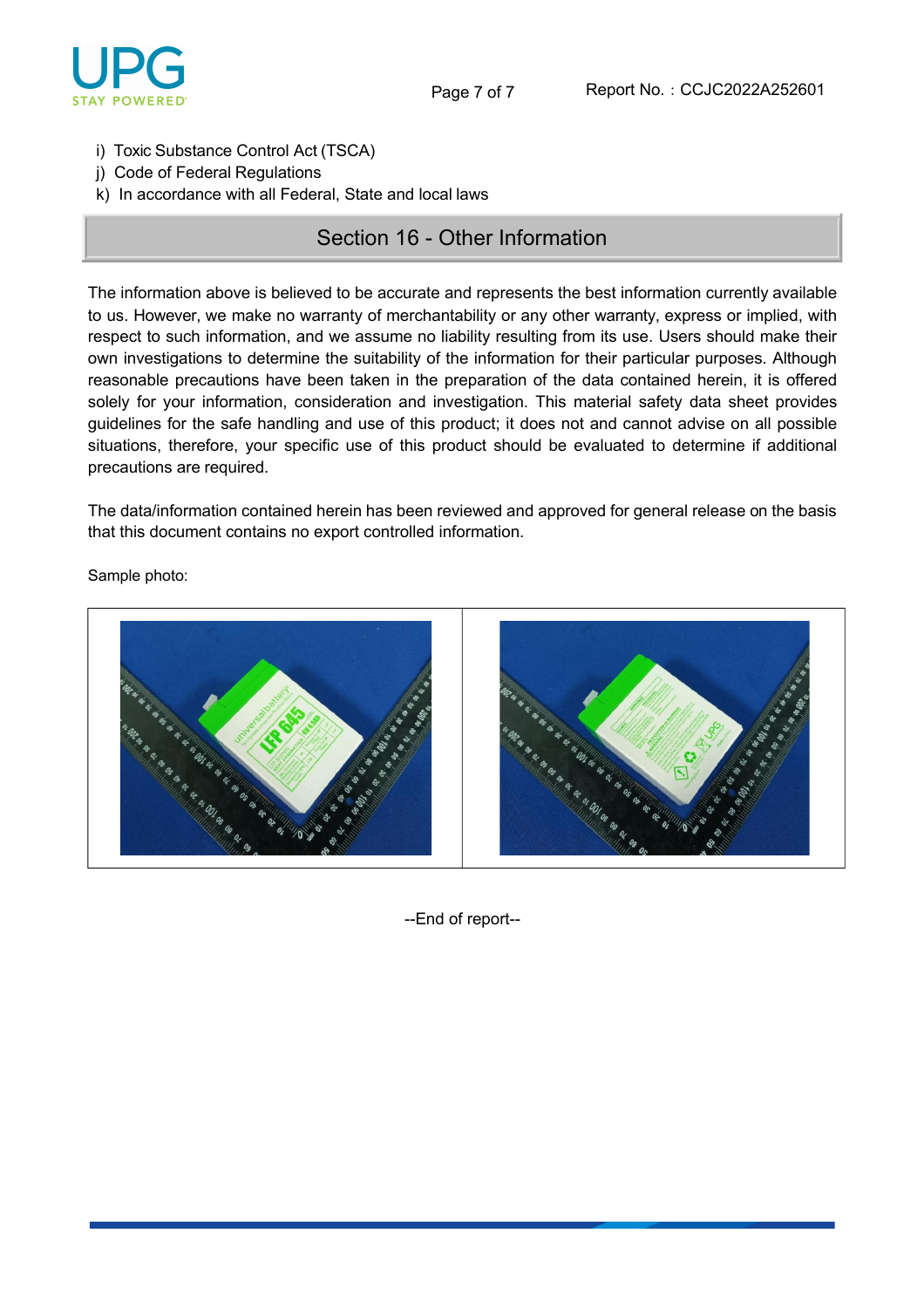i) Toxic Substance Control Act (TSCA)
j) Code of Federal Regulations
k) In accordance with all Federal, State and local laws

## Section 16 - Other Information

The information above is believed to be accurate and represents the best information currently available to us. However, we make no warranty of merchantability or any other warranty, express or implied, with respect to such information, and we assume no liability resulting from its use. Users should make their own investigations to determine the suitability of the information for their particular purposes. Although reasonable precautions have been taken in the preparation of the data contained herein, it is offered solely for your information, consideration and investigation. This material safety data sheet provides guidelines for the safe handling and use of this product; it does not and cannot advise on all possible situations, therefore, your specific use of this product should be evaluated to determine if additional precautions are required.

The data/information contained herein has been reviewed and approved for general release on the basis that this document contains no export controlled information.

Sample photo:

--End of report--